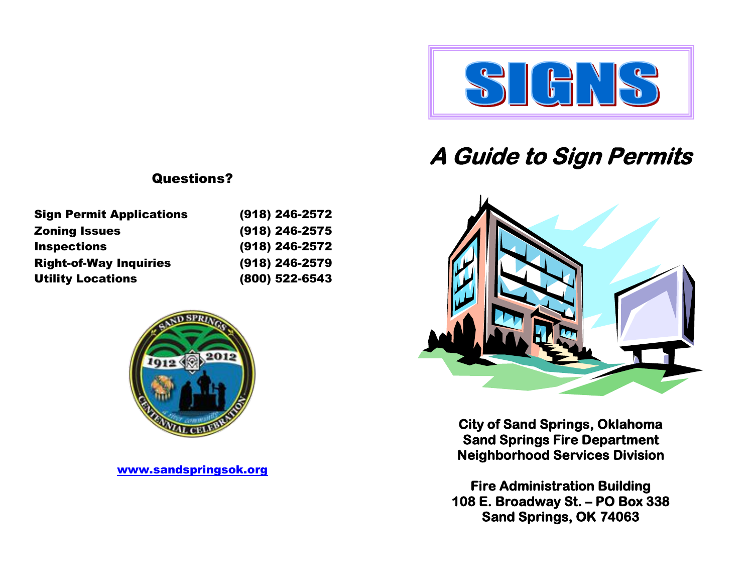# SIGNS

## *A Guide to Sign Permits*

**City of Sand Springs, Oklahoma**
**Sand Springs Fire Department**
**Neighborhood Services Division**

**Fire Administration Building**
**108 E. Broadway St. – PO Box 338**
**Sand Springs, OK 74063**

### Questions?

| | |
|---|---|
| **Sign Permit Applications** | **(918) 246-2572** |
| **Zoning Issues** | **(918) 246-2575** |
| **Inspections** | **(918) 246-2572** |
| **Right-of-Way Inquiries** | **(918) 246-2579** |
| **Utility Locations** | **(800) 522-6543** |

**www.sandspringsok.org**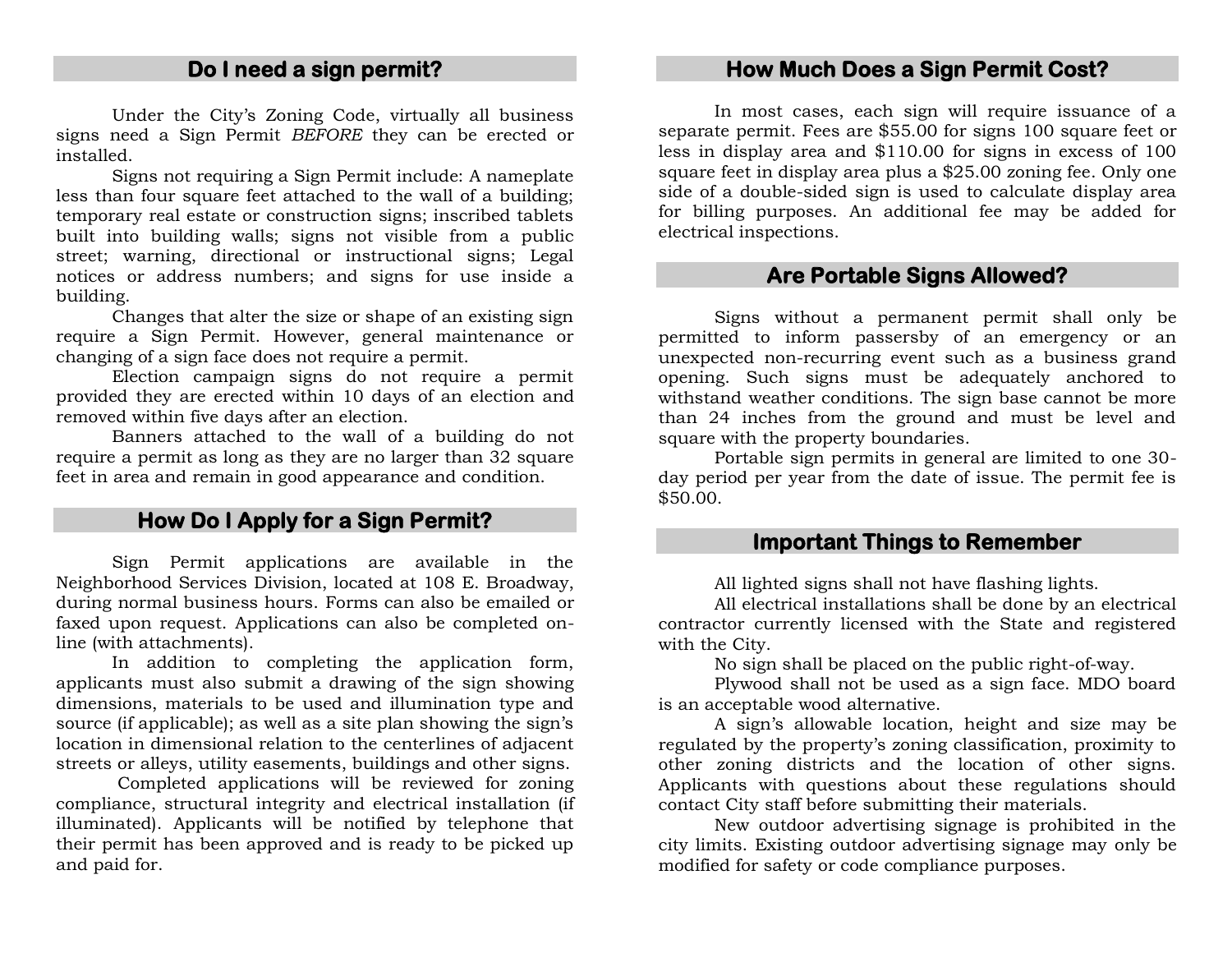## Do I need a sign permit?

Under the City's Zoning Code, virtually all business signs need a Sign Permit *BEFORE* they can be erected or installed.

Signs not requiring a Sign Permit include: A nameplate less than four square feet attached to the wall of a building; temporary real estate or construction signs; inscribed tablets built into building walls; signs not visible from a public street; warning, directional or instructional signs; Legal notices or address numbers; and signs for use inside a building.

Changes that alter the size or shape of an existing sign require a Sign Permit. However, general maintenance or changing of a sign face does not require a permit.

Election campaign signs do not require a permit provided they are erected within 10 days of an election and removed within five days after an election.

Banners attached to the wall of a building do not require a permit as long as they are no larger than 32 square feet in area and remain in good appearance and condition.

## How Do I Apply for a Sign Permit?

Sign Permit applications are available in the Neighborhood Services Division, located at 108 E. Broadway, during normal business hours. Forms can also be emailed or faxed upon request. Applications can also be completed on-line (with attachments).

In addition to completing the application form, applicants must also submit a drawing of the sign showing dimensions, materials to be used and illumination type and source (if applicable); as well as a site plan showing the sign's location in dimensional relation to the centerlines of adjacent streets or alleys, utility easements, buildings and other signs.

Completed applications will be reviewed for zoning compliance, structural integrity and electrical installation (if illuminated). Applicants will be notified by telephone that their permit has been approved and is ready to be picked up and paid for.

## How Much Does a Sign Permit Cost?

In most cases, each sign will require issuance of a separate permit. Fees are $55.00 for signs 100 square feet or less in display area and $110.00 for signs in excess of 100 square feet in display area plus a $25.00 zoning fee. Only one side of a double-sided sign is used to calculate display area for billing purposes. An additional fee may be added for electrical inspections.

## Are Portable Signs Allowed?

Signs without a permanent permit shall only be permitted to inform passersby of an emergency or an unexpected non-recurring event such as a business grand opening. Such signs must be adequately anchored to withstand weather conditions. The sign base cannot be more than 24 inches from the ground and must be level and square with the property boundaries.

Portable sign permits in general are limited to one 30-day period per year from the date of issue. The permit fee is $50.00.

## Important Things to Remember

All lighted signs shall not have flashing lights.

All electrical installations shall be done by an electrical contractor currently licensed with the State and registered with the City.

No sign shall be placed on the public right-of-way.

Plywood shall not be used as a sign face. MDO board is an acceptable wood alternative.

A sign's allowable location, height and size may be regulated by the property's zoning classification, proximity to other zoning districts and the location of other signs. Applicants with questions about these regulations should contact City staff before submitting their materials.

New outdoor advertising signage is prohibited in the city limits. Existing outdoor advertising signage may only be modified for safety or code compliance purposes.